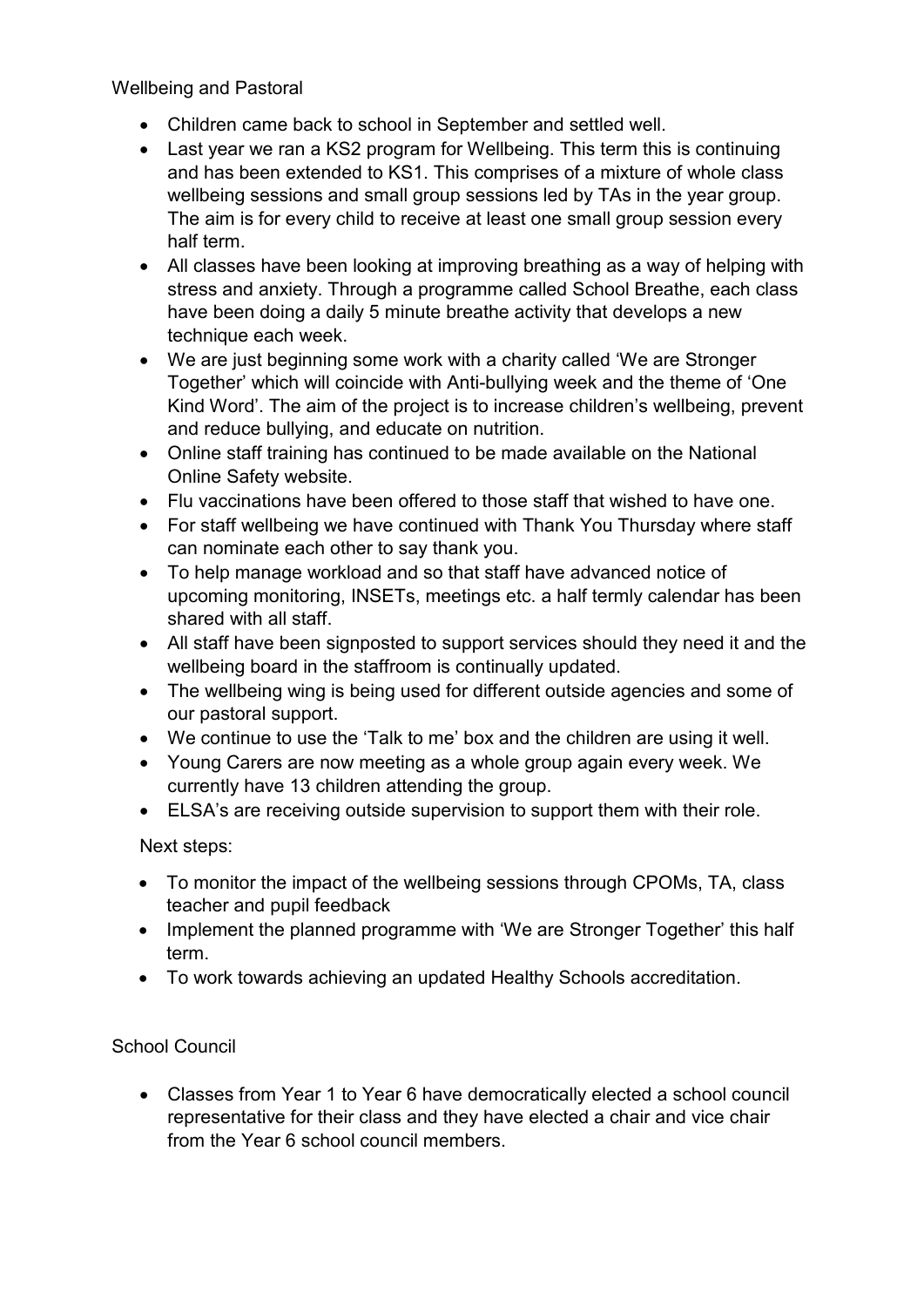## Wellbeing and Pastoral

- Children came back to school in September and settled well.
- Last year we ran a KS2 program for Wellbeing. This term this is continuing and has been extended to KS1. This comprises of a mixture of whole class wellbeing sessions and small group sessions led by TAs in the year group. The aim is for every child to receive at least one small group session every half term.
- All classes have been looking at improving breathing as a way of helping with stress and anxiety. Through a programme called School Breathe, each class have been doing a daily 5 minute breathe activity that develops a new technique each week.
- We are just beginning some work with a charity called 'We are Stronger Together' which will coincide with Anti-bullying week and the theme of 'One Kind Word'. The aim of the project is to increase children's wellbeing, prevent and reduce bullying, and educate on nutrition.
- Online staff training has continued to be made available on the National Online Safety website.
- Flu vaccinations have been offered to those staff that wished to have one.
- For staff wellbeing we have continued with Thank You Thursday where staff can nominate each other to say thank you.
- To help manage workload and so that staff have advanced notice of upcoming monitoring, INSETs, meetings etc. a half termly calendar has been shared with all staff.
- All staff have been signposted to support services should they need it and the wellbeing board in the staffroom is continually updated.
- The wellbeing wing is being used for different outside agencies and some of our pastoral support.
- We continue to use the 'Talk to me' box and the children are using it well.
- Young Carers are now meeting as a whole group again every week. We currently have 13 children attending the group.
- ELSA's are receiving outside supervision to support them with their role.

Next steps:

- To monitor the impact of the wellbeing sessions through CPOMs, TA, class teacher and pupil feedback
- Implement the planned programme with 'We are Stronger Together' this half term.
- To work towards achieving an updated Healthy Schools accreditation.

## School Council

- Classes from Year 1 to Year 6 have democratically elected a school council representative for their class and they have elected a chair and vice chair from the Year 6 school council members.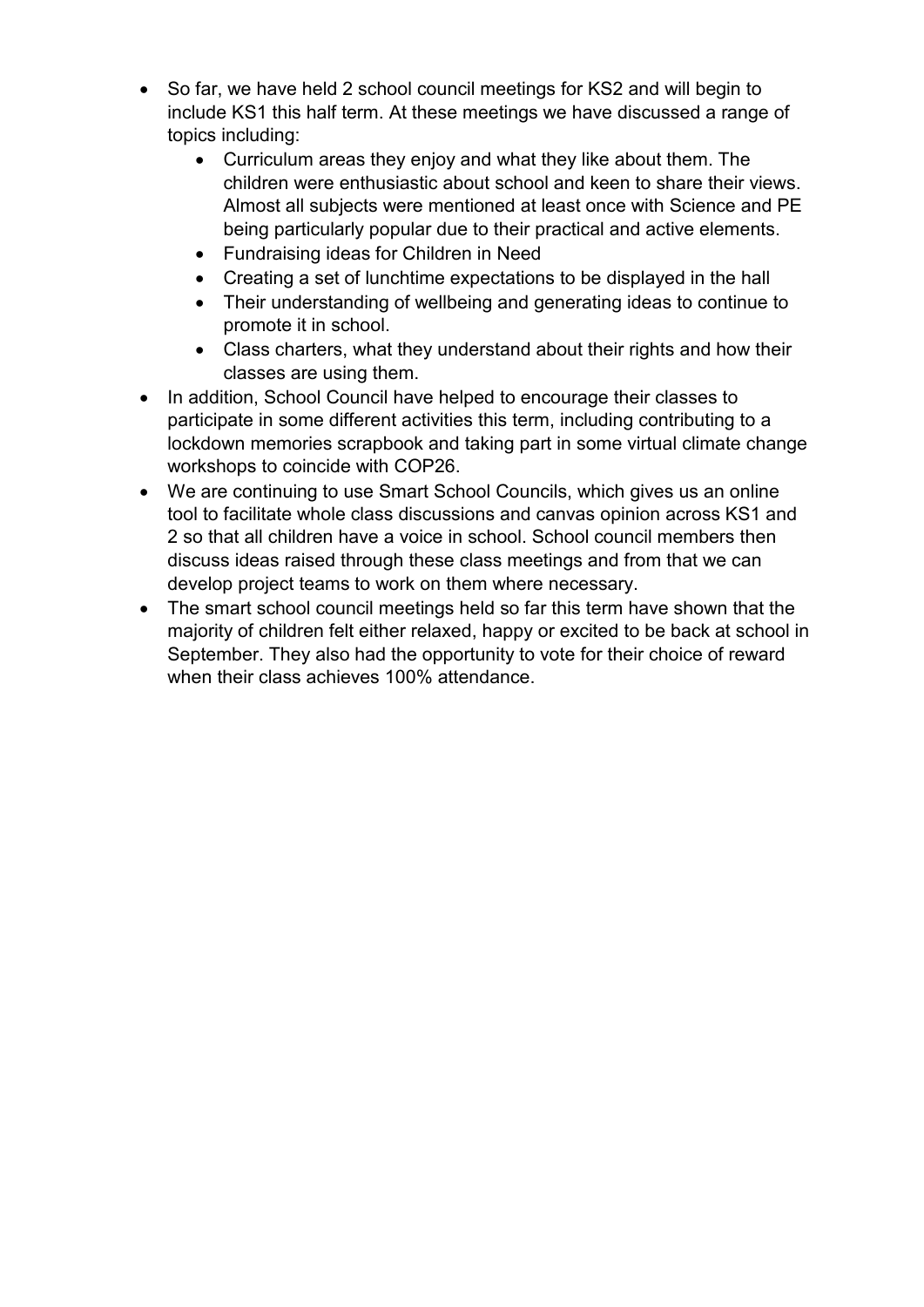- So far, we have held 2 school council meetings for KS2 and will begin to include KS1 this half term. At these meetings we have discussed a range of topics including:
  - Curriculum areas they enjoy and what they like about them. The children were enthusiastic about school and keen to share their views. Almost all subjects were mentioned at least once with Science and PE being particularly popular due to their practical and active elements.
  - Fundraising ideas for Children in Need
  - Creating a set of lunchtime expectations to be displayed in the hall
  - Their understanding of wellbeing and generating ideas to continue to promote it in school.
  - Class charters, what they understand about their rights and how their classes are using them.
- In addition, School Council have helped to encourage their classes to participate in some different activities this term, including contributing to a lockdown memories scrapbook and taking part in some virtual climate change workshops to coincide with COP26.
- We are continuing to use Smart School Councils, which gives us an online tool to facilitate whole class discussions and canvas opinion across KS1 and 2 so that all children have a voice in school. School council members then discuss ideas raised through these class meetings and from that we can develop project teams to work on them where necessary.
- The smart school council meetings held so far this term have shown that the majority of children felt either relaxed, happy or excited to be back at school in September. They also had the opportunity to vote for their choice of reward when their class achieves 100% attendance.